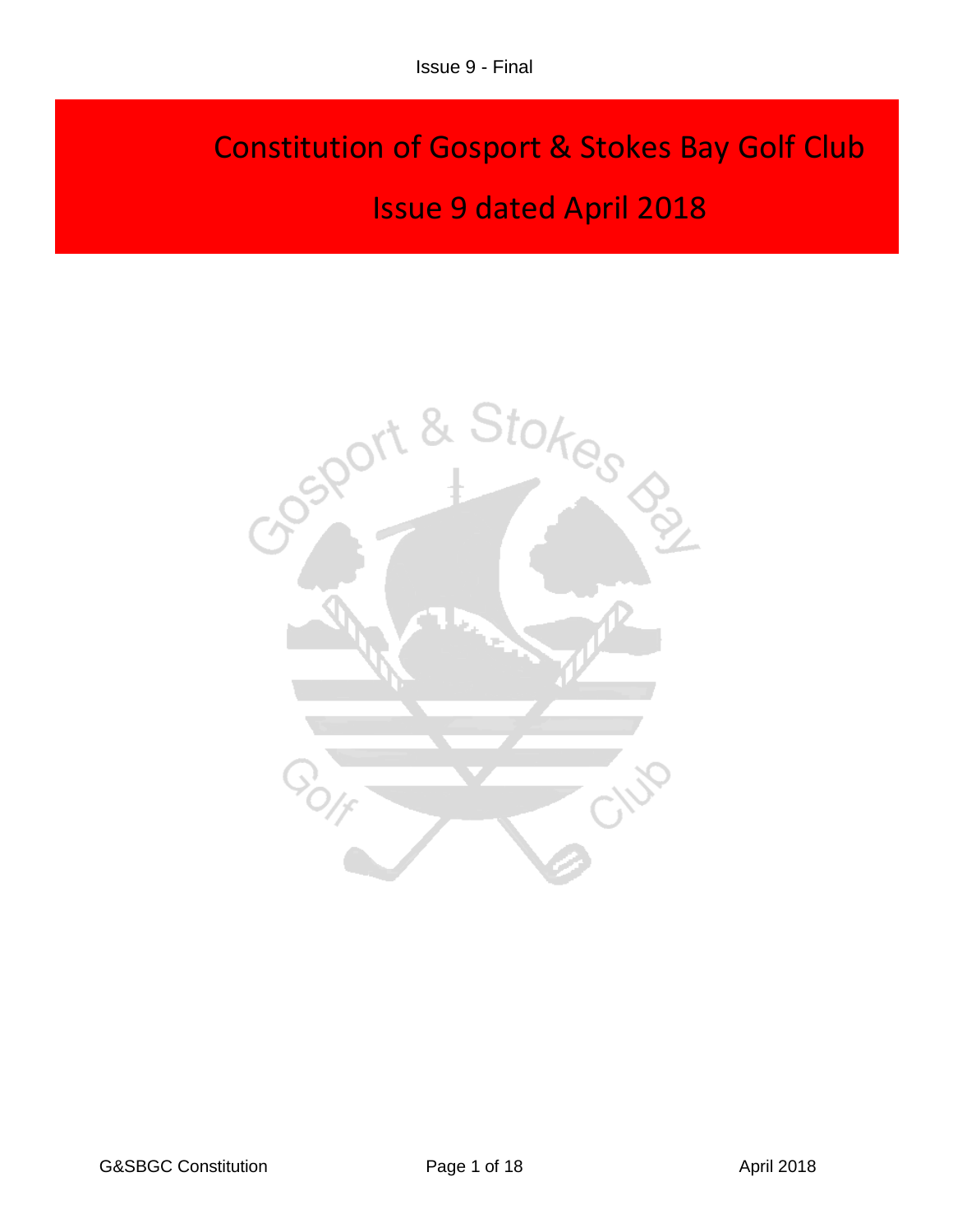Issue 9 - Final

# Constitution of Gosport & Stokes Bay Golf Club

## Issue 9 dated April 2018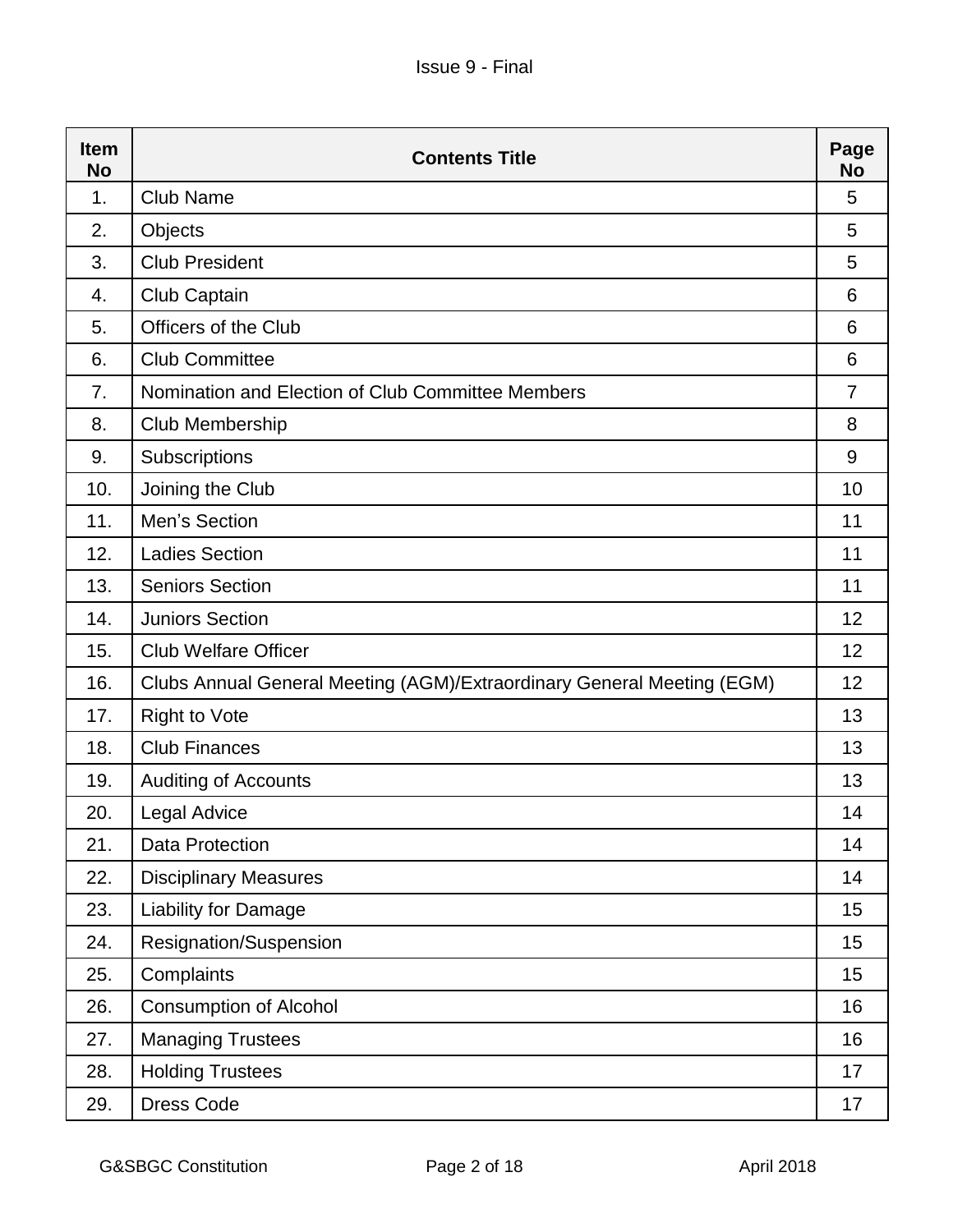| Item No | Contents Title | Page No |
|---|---|---|
| 1. | Club Name | 5 |
| 2. | Objects | 5 |
| 3. | Club President | 5 |
| 4. | Club Captain | 6 |
| 5. | Officers of the Club | 6 |
| 6. | Club Committee | 6 |
| 7. | Nomination and Election of Club Committee Members | 7 |
| 8. | Club Membership | 8 |
| 9. | Subscriptions | 9 |
| 10. | Joining the Club | 10 |
| 11. | Men’s Section | 11 |
| 12. | Ladies Section | 11 |
| 13. | Seniors Section | 11 |
| 14. | Juniors Section | 12 |
| 15. | Club Welfare Officer | 12 |
| 16. | Clubs Annual General Meeting (AGM)/Extraordinary General Meeting (EGM) | 12 |
| 17. | Right to Vote | 13 |
| 18. | Club Finances | 13 |
| 19. | Auditing of Accounts | 13 |
| 20. | Legal Advice | 14 |
| 21. | Data Protection | 14 |
| 22. | Disciplinary Measures | 14 |
| 23. | Liability for Damage | 15 |
| 24. | Resignation/Suspension | 15 |
| 25. | Complaints | 15 |
| 26. | Consumption of Alcohol | 16 |
| 27. | Managing Trustees | 16 |
| 28. | Holding Trustees | 17 |
| 29. | Dress Code | 17 |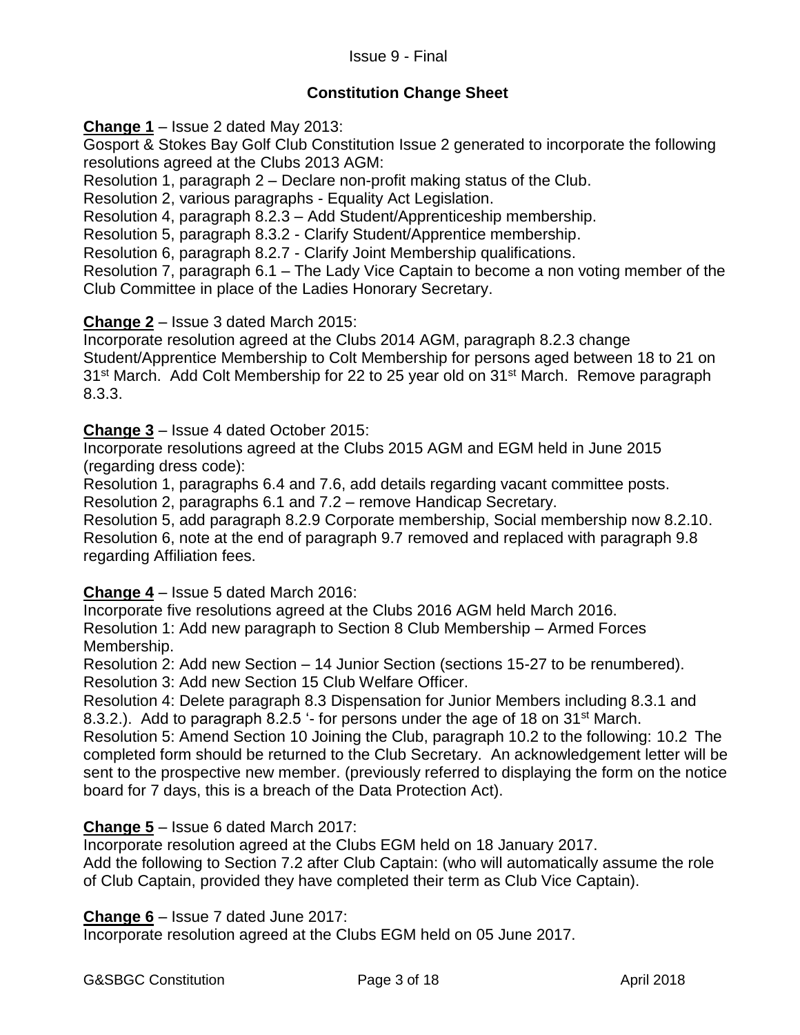Issue 9 - Final

## Constitution Change Sheet

**Change 1** – Issue 2 dated May 2013:
Gosport & Stokes Bay Golf Club Constitution Issue 2 generated to incorporate the following resolutions agreed at the Clubs 2013 AGM:
Resolution 1, paragraph 2 – Declare non-profit making status of the Club.
Resolution 2, various paragraphs - Equality Act Legislation.
Resolution 4, paragraph 8.2.3 – Add Student/Apprenticeship membership.
Resolution 5, paragraph 8.3.2 - Clarify Student/Apprentice membership.
Resolution 6, paragraph 8.2.7 - Clarify Joint Membership qualifications.
Resolution 7, paragraph 6.1 – The Lady Vice Captain to become a non voting member of the Club Committee in place of the Ladies Honorary Secretary.

**Change 2** – Issue 3 dated March 2015:
Incorporate resolution agreed at the Clubs 2014 AGM, paragraph 8.2.3 change Student/Apprentice Membership to Colt Membership for persons aged between 18 to 21 on 31st March. Add Colt Membership for 22 to 25 year old on 31st March. Remove paragraph 8.3.3.

**Change 3** – Issue 4 dated October 2015:
Incorporate resolutions agreed at the Clubs 2015 AGM and EGM held in June 2015 (regarding dress code):
Resolution 1, paragraphs 6.4 and 7.6, add details regarding vacant committee posts.
Resolution 2, paragraphs 6.1 and 7.2 – remove Handicap Secretary.
Resolution 5, add paragraph 8.2.9 Corporate membership, Social membership now 8.2.10.
Resolution 6, note at the end of paragraph 9.7 removed and replaced with paragraph 9.8 regarding Affiliation fees.

**Change 4** – Issue 5 dated March 2016:
Incorporate five resolutions agreed at the Clubs 2016 AGM held March 2016.
Resolution 1: Add new paragraph to Section 8 Club Membership – Armed Forces Membership.
Resolution 2: Add new Section – 14 Junior Section (sections 15-27 to be renumbered).
Resolution 3: Add new Section 15 Club Welfare Officer.
Resolution 4: Delete paragraph 8.3 Dispensation for Junior Members including 8.3.1 and 8.3.2.). Add to paragraph 8.2.5 '- for persons under the age of 18 on 31st March.
Resolution 5: Amend Section 10 Joining the Club, paragraph 10.2 to the following: 10.2 The completed form should be returned to the Club Secretary. An acknowledgement letter will be sent to the prospective new member. (previously referred to displaying the form on the notice board for 7 days, this is a breach of the Data Protection Act).

**Change 5** – Issue 6 dated March 2017:
Incorporate resolution agreed at the Clubs EGM held on 18 January 2017.
Add the following to Section 7.2 after Club Captain: (who will automatically assume the role of Club Captain, provided they have completed their term as Club Vice Captain).

**Change 6** – Issue 7 dated June 2017:
Incorporate resolution agreed at the Clubs EGM held on 05 June 2017.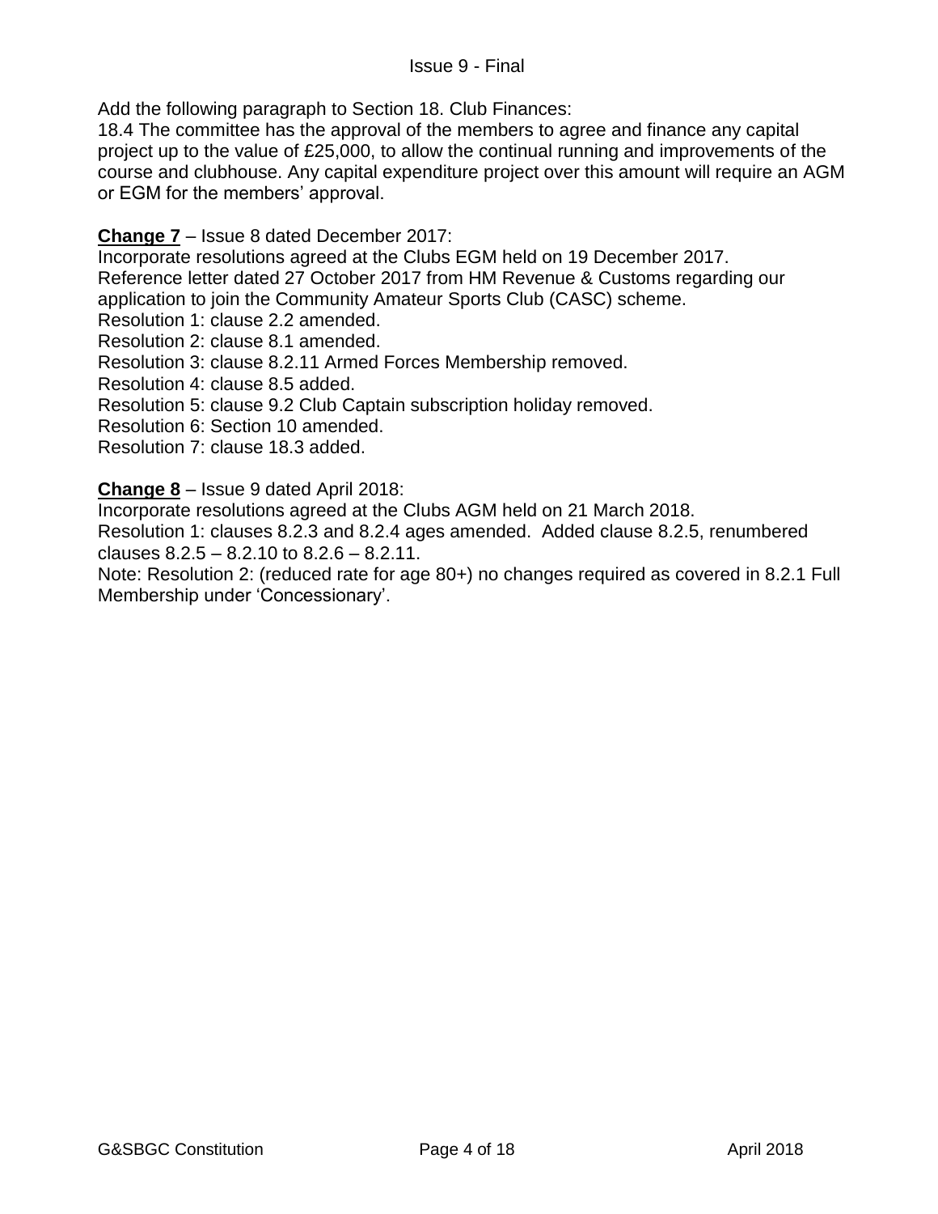Add the following paragraph to Section 18. Club Finances:
18.4 The committee has the approval of the members to agree and finance any capital project up to the value of £25,000, to allow the continual running and improvements of the course and clubhouse. Any capital expenditure project over this amount will require an AGM or EGM for the members' approval.

**Change 7** – Issue 8 dated December 2017:
Incorporate resolutions agreed at the Clubs EGM held on 19 December 2017.
Reference letter dated 27 October 2017 from HM Revenue & Customs regarding our application to join the Community Amateur Sports Club (CASC) scheme.
Resolution 1: clause 2.2 amended.
Resolution 2: clause 8.1 amended.
Resolution 3: clause 8.2.11 Armed Forces Membership removed.
Resolution 4: clause 8.5 added.
Resolution 5: clause 9.2 Club Captain subscription holiday removed.
Resolution 6: Section 10 amended.
Resolution 7: clause 18.3 added.

**Change 8** – Issue 9 dated April 2018:
Incorporate resolutions agreed at the Clubs AGM held on 21 March 2018.
Resolution 1: clauses 8.2.3 and 8.2.4 ages amended. Added clause 8.2.5, renumbered clauses 8.2.5 – 8.2.10 to 8.2.6 – 8.2.11.
Note: Resolution 2: (reduced rate for age 80+) no changes required as covered in 8.2.1 Full Membership under 'Concessionary'.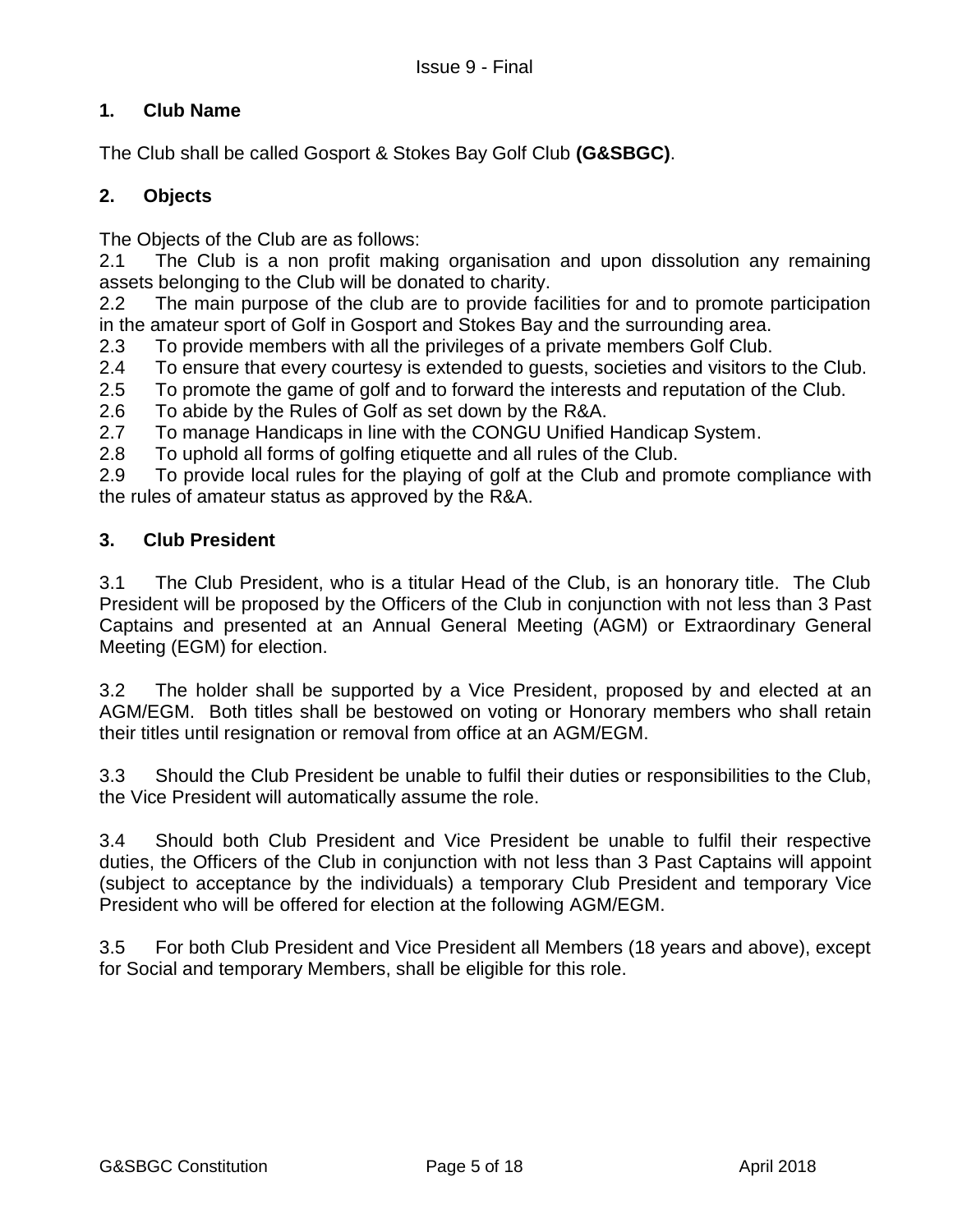## 1. Club Name

The Club shall be called Gosport & Stokes Bay Golf Club **(G&SBGC)**.

## 2. Objects

The Objects of the Club are as follows:

2.1 The Club is a non profit making organisation and upon dissolution any remaining assets belonging to the Club will be donated to charity.

2.2 The main purpose of the club are to provide facilities for and to promote participation in the amateur sport of Golf in Gosport and Stokes Bay and the surrounding area.

2.3 To provide members with all the privileges of a private members Golf Club.

2.4 To ensure that every courtesy is extended to guests, societies and visitors to the Club.

2.5 To promote the game of golf and to forward the interests and reputation of the Club.

2.6 To abide by the Rules of Golf as set down by the R&A.

2.7 To manage Handicaps in line with the CONGU Unified Handicap System.

2.8 To uphold all forms of golfing etiquette and all rules of the Club.

2.9 To provide local rules for the playing of golf at the Club and promote compliance with the rules of amateur status as approved by the R&A.

## 3. Club President

3.1 The Club President, who is a titular Head of the Club, is an honorary title. The Club President will be proposed by the Officers of the Club in conjunction with not less than 3 Past Captains and presented at an Annual General Meeting (AGM) or Extraordinary General Meeting (EGM) for election.

3.2 The holder shall be supported by a Vice President, proposed by and elected at an AGM/EGM. Both titles shall be bestowed on voting or Honorary members who shall retain their titles until resignation or removal from office at an AGM/EGM.

3.3 Should the Club President be unable to fulfil their duties or responsibilities to the Club, the Vice President will automatically assume the role.

3.4 Should both Club President and Vice President be unable to fulfil their respective duties, the Officers of the Club in conjunction with not less than 3 Past Captains will appoint (subject to acceptance by the individuals) a temporary Club President and temporary Vice President who will be offered for election at the following AGM/EGM.

3.5 For both Club President and Vice President all Members (18 years and above), except for Social and temporary Members, shall be eligible for this role.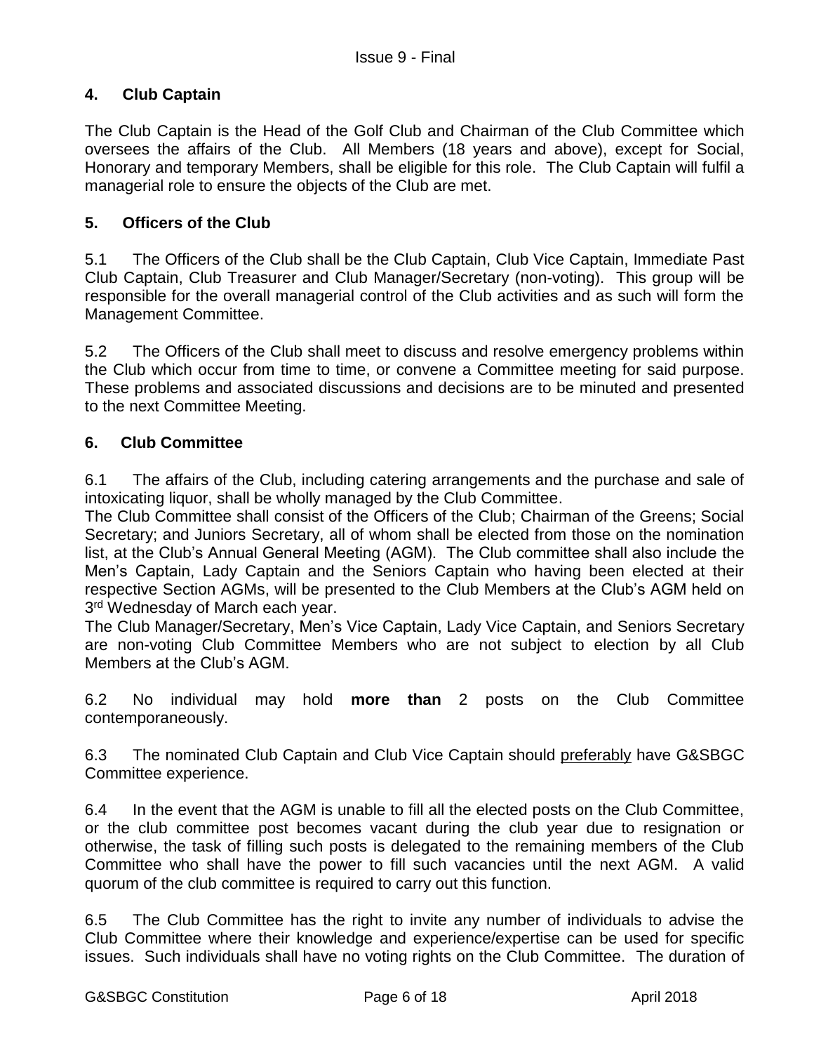## 4. Club Captain

The Club Captain is the Head of the Golf Club and Chairman of the Club Committee which oversees the affairs of the Club. All Members (18 years and above), except for Social, Honorary and temporary Members, shall be eligible for this role. The Club Captain will fulfil a managerial role to ensure the objects of the Club are met.

## 5. Officers of the Club

5.1 The Officers of the Club shall be the Club Captain, Club Vice Captain, Immediate Past Club Captain, Club Treasurer and Club Manager/Secretary (non-voting). This group will be responsible for the overall managerial control of the Club activities and as such will form the Management Committee.

5.2 The Officers of the Club shall meet to discuss and resolve emergency problems within the Club which occur from time to time, or convene a Committee meeting for said purpose. These problems and associated discussions and decisions are to be minuted and presented to the next Committee Meeting.

## 6. Club Committee

6.1 The affairs of the Club, including catering arrangements and the purchase and sale of intoxicating liquor, shall be wholly managed by the Club Committee.
The Club Committee shall consist of the Officers of the Club; Chairman of the Greens; Social Secretary; and Juniors Secretary, all of whom shall be elected from those on the nomination list, at the Club's Annual General Meeting (AGM). The Club committee shall also include the Men's Captain, Lady Captain and the Seniors Captain who having been elected at their respective Section AGMs, will be presented to the Club Members at the Club's AGM held on 3rd Wednesday of March each year.
The Club Manager/Secretary, Men's Vice Captain, Lady Vice Captain, and Seniors Secretary are non-voting Club Committee Members who are not subject to election by all Club Members at the Club's AGM.

6.2 No individual may hold **more than** 2 posts on the Club Committee contemporaneously.

6.3 The nominated Club Captain and Club Vice Captain should preferably have G&SBGC Committee experience.

6.4 In the event that the AGM is unable to fill all the elected posts on the Club Committee, or the club committee post becomes vacant during the club year due to resignation or otherwise, the task of filling such posts is delegated to the remaining members of the Club Committee who shall have the power to fill such vacancies until the next AGM. A valid quorum of the club committee is required to carry out this function.

6.5 The Club Committee has the right to invite any number of individuals to advise the Club Committee where their knowledge and experience/expertise can be used for specific issues. Such individuals shall have no voting rights on the Club Committee. The duration of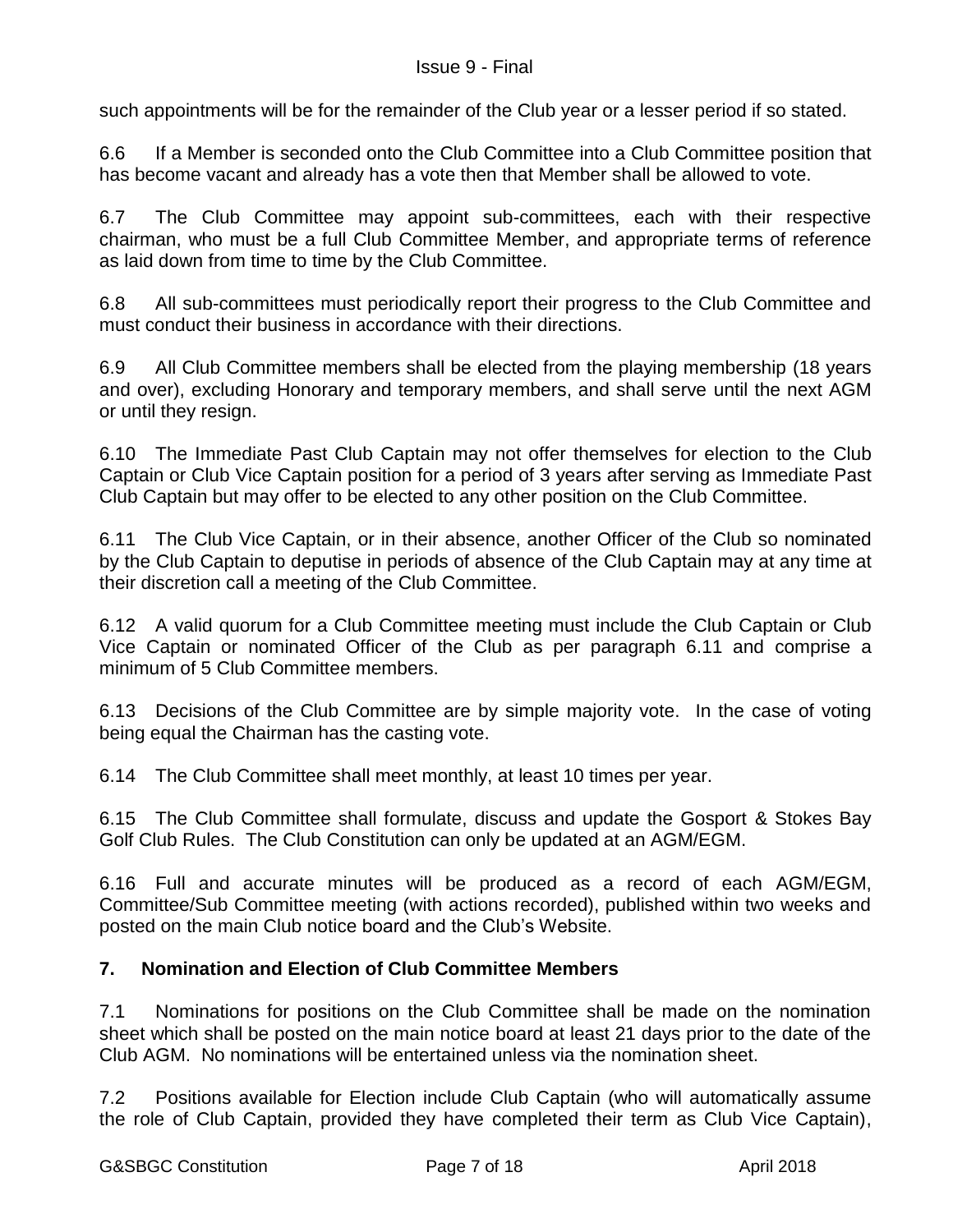such appointments will be for the remainder of the Club year or a lesser period if so stated.

6.6 If a Member is seconded onto the Club Committee into a Club Committee position that has become vacant and already has a vote then that Member shall be allowed to vote.

6.7 The Club Committee may appoint sub-committees, each with their respective chairman, who must be a full Club Committee Member, and appropriate terms of reference as laid down from time to time by the Club Committee.

6.8 All sub-committees must periodically report their progress to the Club Committee and must conduct their business in accordance with their directions.

6.9 All Club Committee members shall be elected from the playing membership (18 years and over), excluding Honorary and temporary members, and shall serve until the next AGM or until they resign.

6.10 The Immediate Past Club Captain may not offer themselves for election to the Club Captain or Club Vice Captain position for a period of 3 years after serving as Immediate Past Club Captain but may offer to be elected to any other position on the Club Committee.

6.11 The Club Vice Captain, or in their absence, another Officer of the Club so nominated by the Club Captain to deputise in periods of absence of the Club Captain may at any time at their discretion call a meeting of the Club Committee.

6.12 A valid quorum for a Club Committee meeting must include the Club Captain or Club Vice Captain or nominated Officer of the Club as per paragraph 6.11 and comprise a minimum of 5 Club Committee members.

6.13 Decisions of the Club Committee are by simple majority vote. In the case of voting being equal the Chairman has the casting vote.

6.14 The Club Committee shall meet monthly, at least 10 times per year.

6.15 The Club Committee shall formulate, discuss and update the Gosport & Stokes Bay Golf Club Rules. The Club Constitution can only be updated at an AGM/EGM.

6.16 Full and accurate minutes will be produced as a record of each AGM/EGM, Committee/Sub Committee meeting (with actions recorded), published within two weeks and posted on the main Club notice board and the Club's Website.

## 7. Nomination and Election of Club Committee Members

7.1 Nominations for positions on the Club Committee shall be made on the nomination sheet which shall be posted on the main notice board at least 21 days prior to the date of the Club AGM. No nominations will be entertained unless via the nomination sheet.

7.2 Positions available for Election include Club Captain (who will automatically assume the role of Club Captain, provided they have completed their term as Club Vice Captain),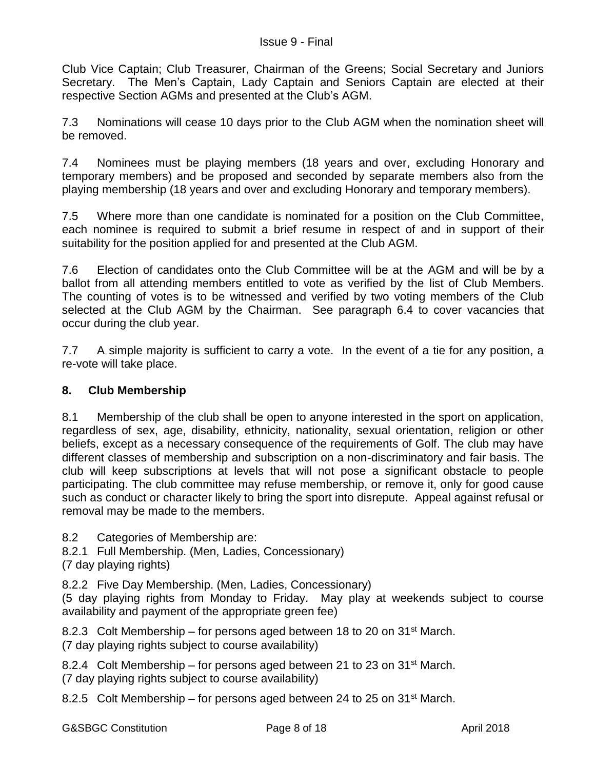Club Vice Captain; Club Treasurer, Chairman of the Greens; Social Secretary and Juniors Secretary. The Men's Captain, Lady Captain and Seniors Captain are elected at their respective Section AGMs and presented at the Club's AGM.

7.3 Nominations will cease 10 days prior to the Club AGM when the nomination sheet will be removed.

7.4 Nominees must be playing members (18 years and over, excluding Honorary and temporary members) and be proposed and seconded by separate members also from the playing membership (18 years and over and excluding Honorary and temporary members).

7.5 Where more than one candidate is nominated for a position on the Club Committee, each nominee is required to submit a brief resume in respect of and in support of their suitability for the position applied for and presented at the Club AGM.

7.6 Election of candidates onto the Club Committee will be at the AGM and will be by a ballot from all attending members entitled to vote as verified by the list of Club Members. The counting of votes is to be witnessed and verified by two voting members of the Club selected at the Club AGM by the Chairman. See paragraph 6.4 to cover vacancies that occur during the club year.

7.7 A simple majority is sufficient to carry a vote. In the event of a tie for any position, a re-vote will take place.

## 8. Club Membership

8.1 Membership of the club shall be open to anyone interested in the sport on application, regardless of sex, age, disability, ethnicity, nationality, sexual orientation, religion or other beliefs, except as a necessary consequence of the requirements of Golf. The club may have different classes of membership and subscription on a non-discriminatory and fair basis. The club will keep subscriptions at levels that will not pose a significant obstacle to people participating. The club committee may refuse membership, or remove it, only for good cause such as conduct or character likely to bring the sport into disrepute. Appeal against refusal or removal may be made to the members.

8.2 Categories of Membership are:

8.2.1 Full Membership. (Men, Ladies, Concessionary)
(7 day playing rights)

8.2.2 Five Day Membership. (Men, Ladies, Concessionary)
(5 day playing rights from Monday to Friday. May play at weekends subject to course availability and payment of the appropriate green fee)

8.2.3 Colt Membership – for persons aged between 18 to 20 on 31st March.
(7 day playing rights subject to course availability)

8.2.4 Colt Membership – for persons aged between 21 to 23 on 31st March.
(7 day playing rights subject to course availability)

8.2.5 Colt Membership – for persons aged between 24 to 25 on 31st March.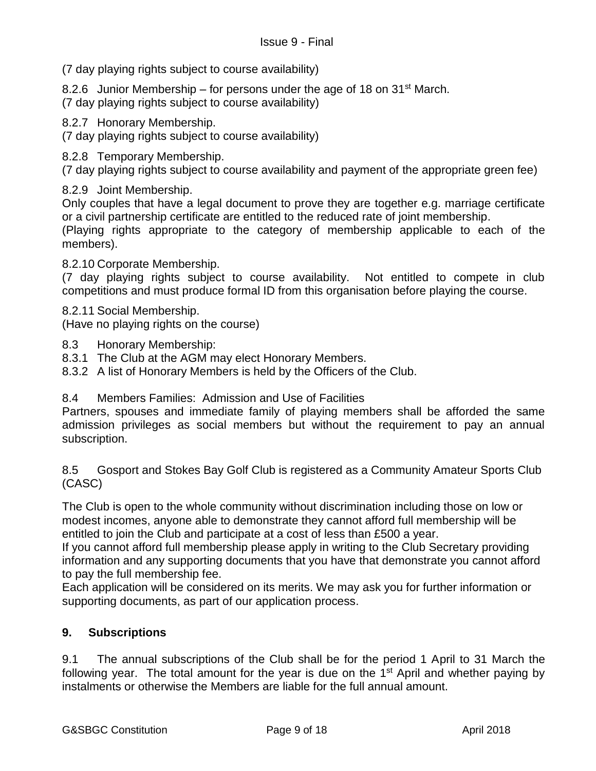(7 day playing rights subject to course availability)

8.2.6 Junior Membership – for persons under the age of 18 on 31st March.
(7 day playing rights subject to course availability)

8.2.7 Honorary Membership.
(7 day playing rights subject to course availability)

8.2.8 Temporary Membership.
(7 day playing rights subject to course availability and payment of the appropriate green fee)

8.2.9 Joint Membership.
Only couples that have a legal document to prove they are together e.g. marriage certificate or a civil partnership certificate are entitled to the reduced rate of joint membership.
(Playing rights appropriate to the category of membership applicable to each of the members).

8.2.10 Corporate Membership.
(7 day playing rights subject to course availability. Not entitled to compete in club competitions and must produce formal ID from this organisation before playing the course.

8.2.11 Social Membership.
(Have no playing rights on the course)

8.3 Honorary Membership:
8.3.1 The Club at the AGM may elect Honorary Members.
8.3.2 A list of Honorary Members is held by the Officers of the Club.

8.4 Members Families: Admission and Use of Facilities
Partners, spouses and immediate family of playing members shall be afforded the same admission privileges as social members but without the requirement to pay an annual subscription.

8.5 Gosport and Stokes Bay Golf Club is registered as a Community Amateur Sports Club (CASC)

The Club is open to the whole community without discrimination including those on low or modest incomes, anyone able to demonstrate they cannot afford full membership will be entitled to join the Club and participate at a cost of less than £500 a year.
If you cannot afford full membership please apply in writing to the Club Secretary providing information and any supporting documents that you have that demonstrate you cannot afford to pay the full membership fee.
Each application will be considered on its merits. We may ask you for further information or supporting documents, as part of our application process.

## 9. Subscriptions

9.1 The annual subscriptions of the Club shall be for the period 1 April to 31 March the following year. The total amount for the year is due on the 1st April and whether paying by instalments or otherwise the Members are liable for the full annual amount.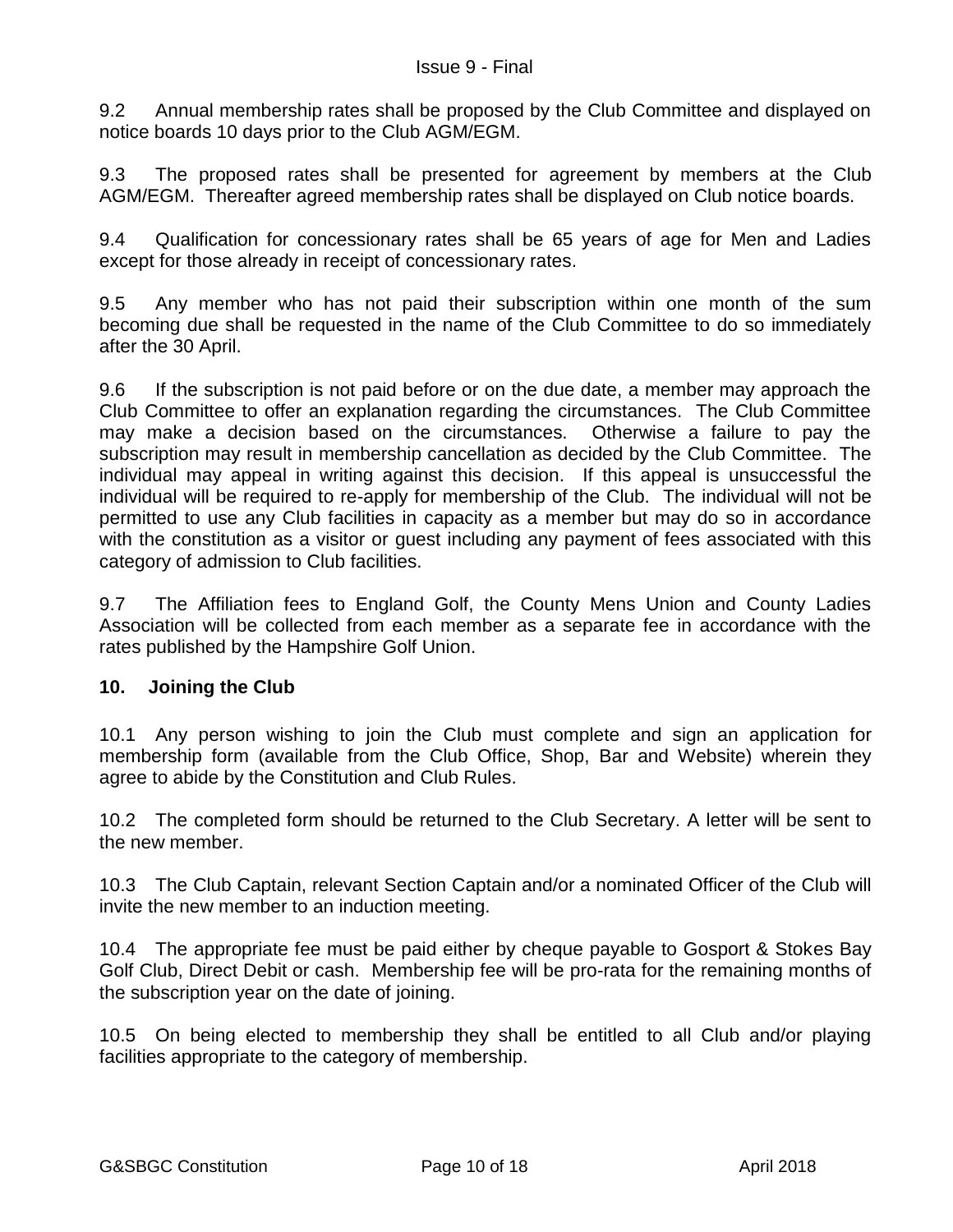9.2 Annual membership rates shall be proposed by the Club Committee and displayed on notice boards 10 days prior to the Club AGM/EGM.

9.3 The proposed rates shall be presented for agreement by members at the Club AGM/EGM. Thereafter agreed membership rates shall be displayed on Club notice boards.

9.4 Qualification for concessionary rates shall be 65 years of age for Men and Ladies except for those already in receipt of concessionary rates.

9.5 Any member who has not paid their subscription within one month of the sum becoming due shall be requested in the name of the Club Committee to do so immediately after the 30 April.

9.6 If the subscription is not paid before or on the due date, a member may approach the Club Committee to offer an explanation regarding the circumstances. The Club Committee may make a decision based on the circumstances. Otherwise a failure to pay the subscription may result in membership cancellation as decided by the Club Committee. The individual may appeal in writing against this decision. If this appeal is unsuccessful the individual will be required to re-apply for membership of the Club. The individual will not be permitted to use any Club facilities in capacity as a member but may do so in accordance with the constitution as a visitor or guest including any payment of fees associated with this category of admission to Club facilities.

9.7 The Affiliation fees to England Golf, the County Mens Union and County Ladies Association will be collected from each member as a separate fee in accordance with the rates published by the Hampshire Golf Union.

## 10. Joining the Club

10.1 Any person wishing to join the Club must complete and sign an application for membership form (available from the Club Office, Shop, Bar and Website) wherein they agree to abide by the Constitution and Club Rules.

10.2 The completed form should be returned to the Club Secretary. A letter will be sent to the new member.

10.3 The Club Captain, relevant Section Captain and/or a nominated Officer of the Club will invite the new member to an induction meeting.

10.4 The appropriate fee must be paid either by cheque payable to Gosport & Stokes Bay Golf Club, Direct Debit or cash. Membership fee will be pro-rata for the remaining months of the subscription year on the date of joining.

10.5 On being elected to membership they shall be entitled to all Club and/or playing facilities appropriate to the category of membership.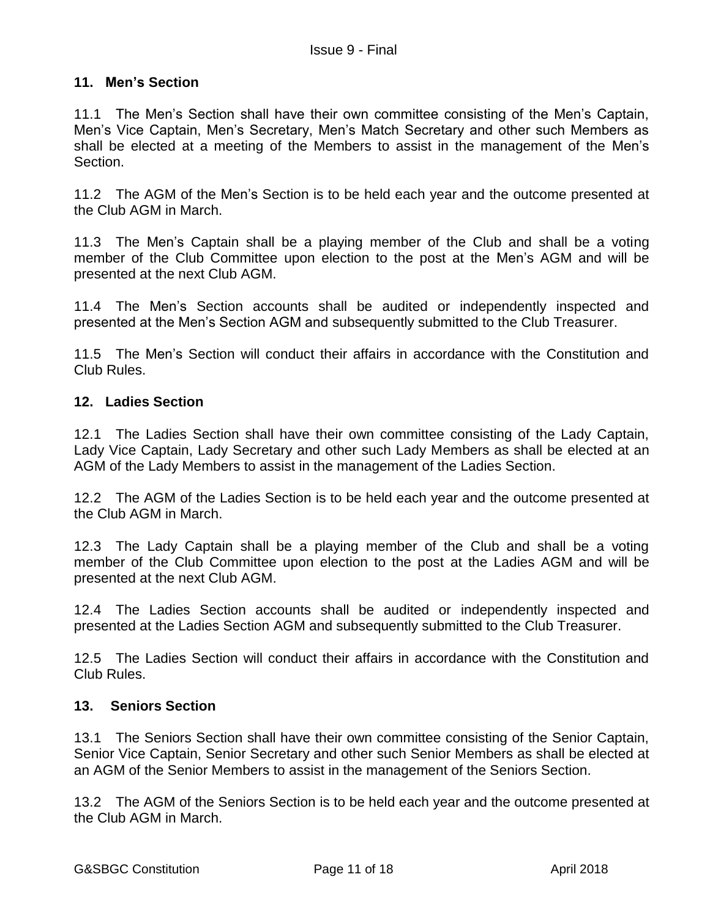## 11. Men's Section

11.1 The Men's Section shall have their own committee consisting of the Men's Captain, Men's Vice Captain, Men's Secretary, Men's Match Secretary and other such Members as shall be elected at a meeting of the Members to assist in the management of the Men's Section.

11.2 The AGM of the Men's Section is to be held each year and the outcome presented at the Club AGM in March.

11.3 The Men's Captain shall be a playing member of the Club and shall be a voting member of the Club Committee upon election to the post at the Men's AGM and will be presented at the next Club AGM.

11.4 The Men's Section accounts shall be audited or independently inspected and presented at the Men's Section AGM and subsequently submitted to the Club Treasurer.

11.5 The Men's Section will conduct their affairs in accordance with the Constitution and Club Rules.

## 12. Ladies Section

12.1 The Ladies Section shall have their own committee consisting of the Lady Captain, Lady Vice Captain, Lady Secretary and other such Lady Members as shall be elected at an AGM of the Lady Members to assist in the management of the Ladies Section.

12.2 The AGM of the Ladies Section is to be held each year and the outcome presented at the Club AGM in March.

12.3 The Lady Captain shall be a playing member of the Club and shall be a voting member of the Club Committee upon election to the post at the Ladies AGM and will be presented at the next Club AGM.

12.4 The Ladies Section accounts shall be audited or independently inspected and presented at the Ladies Section AGM and subsequently submitted to the Club Treasurer.

12.5 The Ladies Section will conduct their affairs in accordance with the Constitution and Club Rules.

## 13. Seniors Section

13.1 The Seniors Section shall have their own committee consisting of the Senior Captain, Senior Vice Captain, Senior Secretary and other such Senior Members as shall be elected at an AGM of the Senior Members to assist in the management of the Seniors Section.

13.2 The AGM of the Seniors Section is to be held each year and the outcome presented at the Club AGM in March.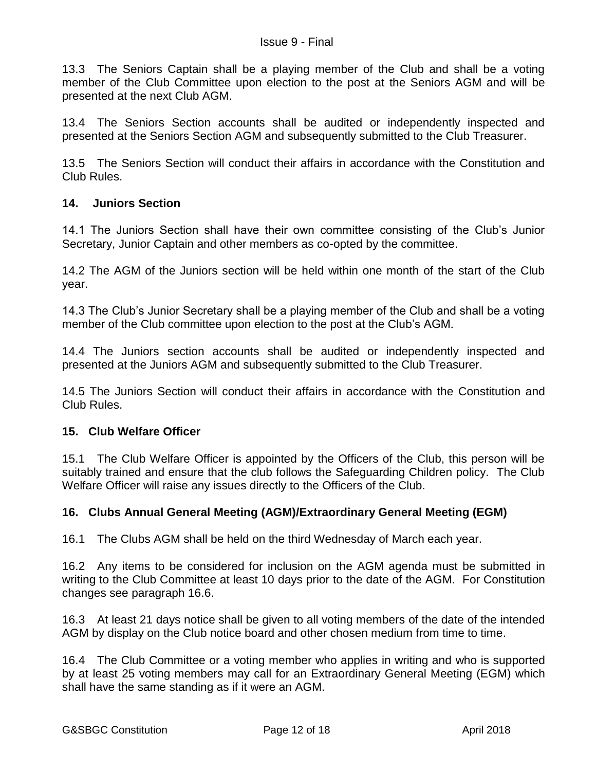13.3 The Seniors Captain shall be a playing member of the Club and shall be a voting member of the Club Committee upon election to the post at the Seniors AGM and will be presented at the next Club AGM.

13.4 The Seniors Section accounts shall be audited or independently inspected and presented at the Seniors Section AGM and subsequently submitted to the Club Treasurer.

13.5 The Seniors Section will conduct their affairs in accordance with the Constitution and Club Rules.

## 14. Juniors Section

14.1 The Juniors Section shall have their own committee consisting of the Club's Junior Secretary, Junior Captain and other members as co-opted by the committee.

14.2 The AGM of the Juniors section will be held within one month of the start of the Club year.

14.3 The Club's Junior Secretary shall be a playing member of the Club and shall be a voting member of the Club committee upon election to the post at the Club's AGM.

14.4 The Juniors section accounts shall be audited or independently inspected and presented at the Juniors AGM and subsequently submitted to the Club Treasurer.

14.5 The Juniors Section will conduct their affairs in accordance with the Constitution and Club Rules.

## 15. Club Welfare Officer

15.1 The Club Welfare Officer is appointed by the Officers of the Club, this person will be suitably trained and ensure that the club follows the Safeguarding Children policy. The Club Welfare Officer will raise any issues directly to the Officers of the Club.

## 16. Clubs Annual General Meeting (AGM)/Extraordinary General Meeting (EGM)

16.1 The Clubs AGM shall be held on the third Wednesday of March each year.

16.2 Any items to be considered for inclusion on the AGM agenda must be submitted in writing to the Club Committee at least 10 days prior to the date of the AGM. For Constitution changes see paragraph 16.6.

16.3 At least 21 days notice shall be given to all voting members of the date of the intended AGM by display on the Club notice board and other chosen medium from time to time.

16.4 The Club Committee or a voting member who applies in writing and who is supported by at least 25 voting members may call for an Extraordinary General Meeting (EGM) which shall have the same standing as if it were an AGM.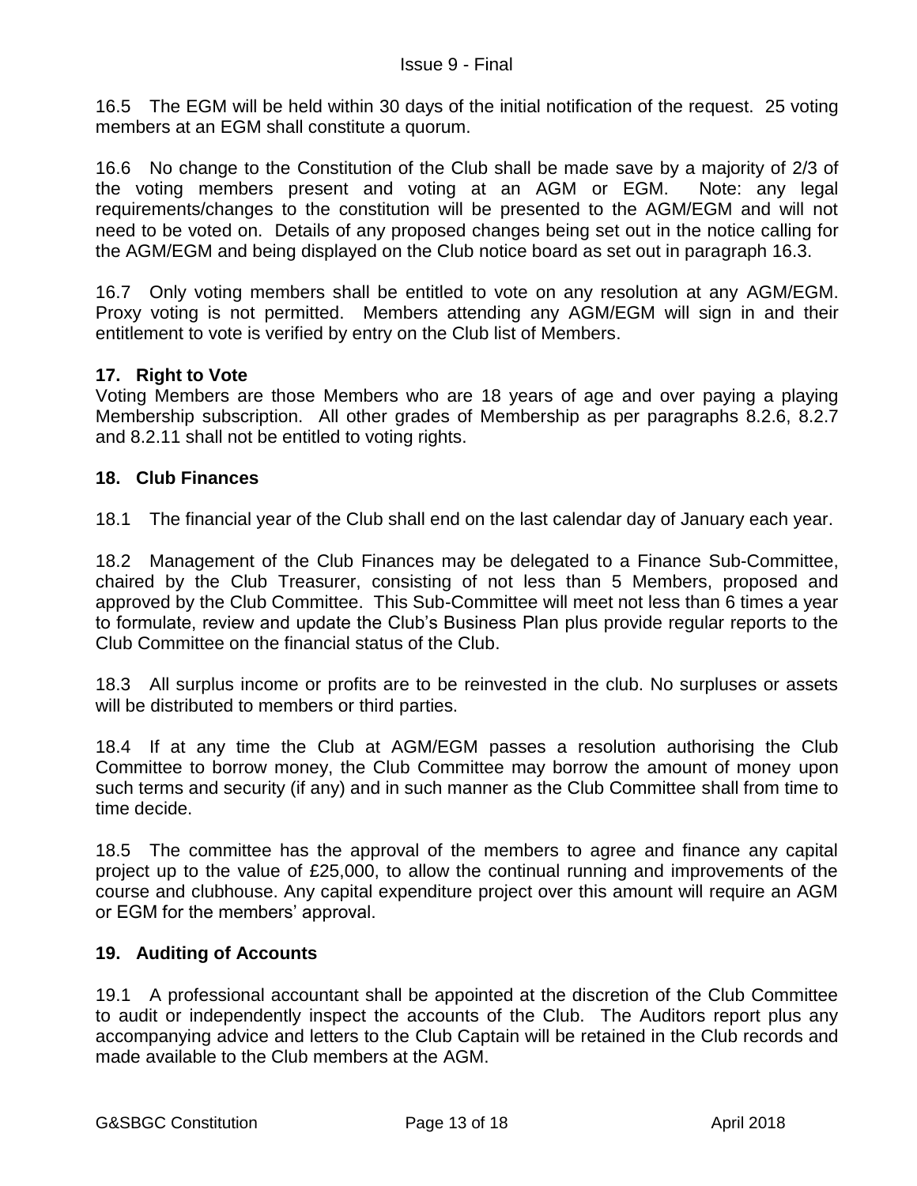16.5 The EGM will be held within 30 days of the initial notification of the request. 25 voting members at an EGM shall constitute a quorum.

16.6 No change to the Constitution of the Club shall be made save by a majority of 2/3 of the voting members present and voting at an AGM or EGM. Note: any legal requirements/changes to the constitution will be presented to the AGM/EGM and will not need to be voted on. Details of any proposed changes being set out in the notice calling for the AGM/EGM and being displayed on the Club notice board as set out in paragraph 16.3.

16.7 Only voting members shall be entitled to vote on any resolution at any AGM/EGM. Proxy voting is not permitted. Members attending any AGM/EGM will sign in and their entitlement to vote is verified by entry on the Club list of Members.

## 17. Right to Vote

Voting Members are those Members who are 18 years of age and over paying a playing Membership subscription. All other grades of Membership as per paragraphs 8.2.6, 8.2.7 and 8.2.11 shall not be entitled to voting rights.

## 18. Club Finances

18.1 The financial year of the Club shall end on the last calendar day of January each year.

18.2 Management of the Club Finances may be delegated to a Finance Sub-Committee, chaired by the Club Treasurer, consisting of not less than 5 Members, proposed and approved by the Club Committee. This Sub-Committee will meet not less than 6 times a year to formulate, review and update the Club's Business Plan plus provide regular reports to the Club Committee on the financial status of the Club.

18.3 All surplus income or profits are to be reinvested in the club. No surpluses or assets will be distributed to members or third parties.

18.4 If at any time the Club at AGM/EGM passes a resolution authorising the Club Committee to borrow money, the Club Committee may borrow the amount of money upon such terms and security (if any) and in such manner as the Club Committee shall from time to time decide.

18.5 The committee has the approval of the members to agree and finance any capital project up to the value of £25,000, to allow the continual running and improvements of the course and clubhouse. Any capital expenditure project over this amount will require an AGM or EGM for the members' approval.

## 19. Auditing of Accounts

19.1 A professional accountant shall be appointed at the discretion of the Club Committee to audit or independently inspect the accounts of the Club. The Auditors report plus any accompanying advice and letters to the Club Captain will be retained in the Club records and made available to the Club members at the AGM.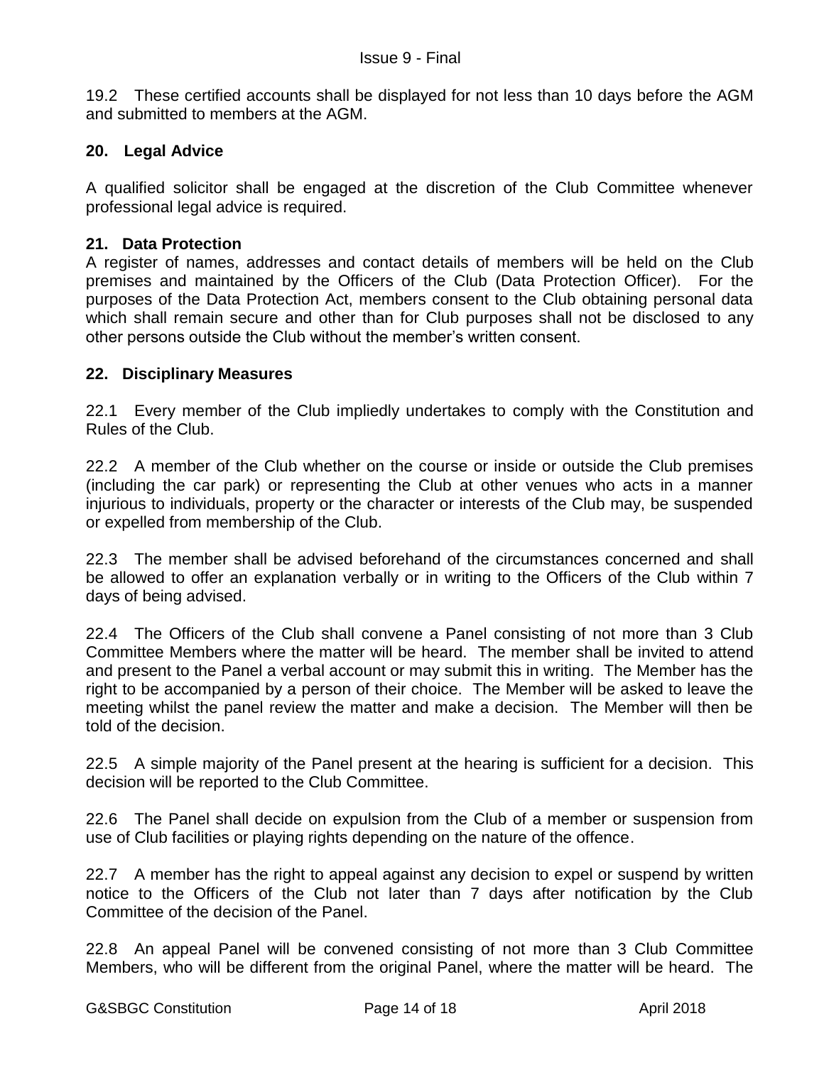19.2 These certified accounts shall be displayed for not less than 10 days before the AGM and submitted to members at the AGM.

## 20. Legal Advice

A qualified solicitor shall be engaged at the discretion of the Club Committee whenever professional legal advice is required.

## 21. Data Protection

A register of names, addresses and contact details of members will be held on the Club premises and maintained by the Officers of the Club (Data Protection Officer). For the purposes of the Data Protection Act, members consent to the Club obtaining personal data which shall remain secure and other than for Club purposes shall not be disclosed to any other persons outside the Club without the member's written consent.

## 22. Disciplinary Measures

22.1 Every member of the Club impliedly undertakes to comply with the Constitution and Rules of the Club.

22.2 A member of the Club whether on the course or inside or outside the Club premises (including the car park) or representing the Club at other venues who acts in a manner injurious to individuals, property or the character or interests of the Club may, be suspended or expelled from membership of the Club.

22.3 The member shall be advised beforehand of the circumstances concerned and shall be allowed to offer an explanation verbally or in writing to the Officers of the Club within 7 days of being advised.

22.4 The Officers of the Club shall convene a Panel consisting of not more than 3 Club Committee Members where the matter will be heard. The member shall be invited to attend and present to the Panel a verbal account or may submit this in writing. The Member has the right to be accompanied by a person of their choice. The Member will be asked to leave the meeting whilst the panel review the matter and make a decision. The Member will then be told of the decision.

22.5 A simple majority of the Panel present at the hearing is sufficient for a decision. This decision will be reported to the Club Committee.

22.6 The Panel shall decide on expulsion from the Club of a member or suspension from use of Club facilities or playing rights depending on the nature of the offence.

22.7 A member has the right to appeal against any decision to expel or suspend by written notice to the Officers of the Club not later than 7 days after notification by the Club Committee of the decision of the Panel.

22.8 An appeal Panel will be convened consisting of not more than 3 Club Committee Members, who will be different from the original Panel, where the matter will be heard. The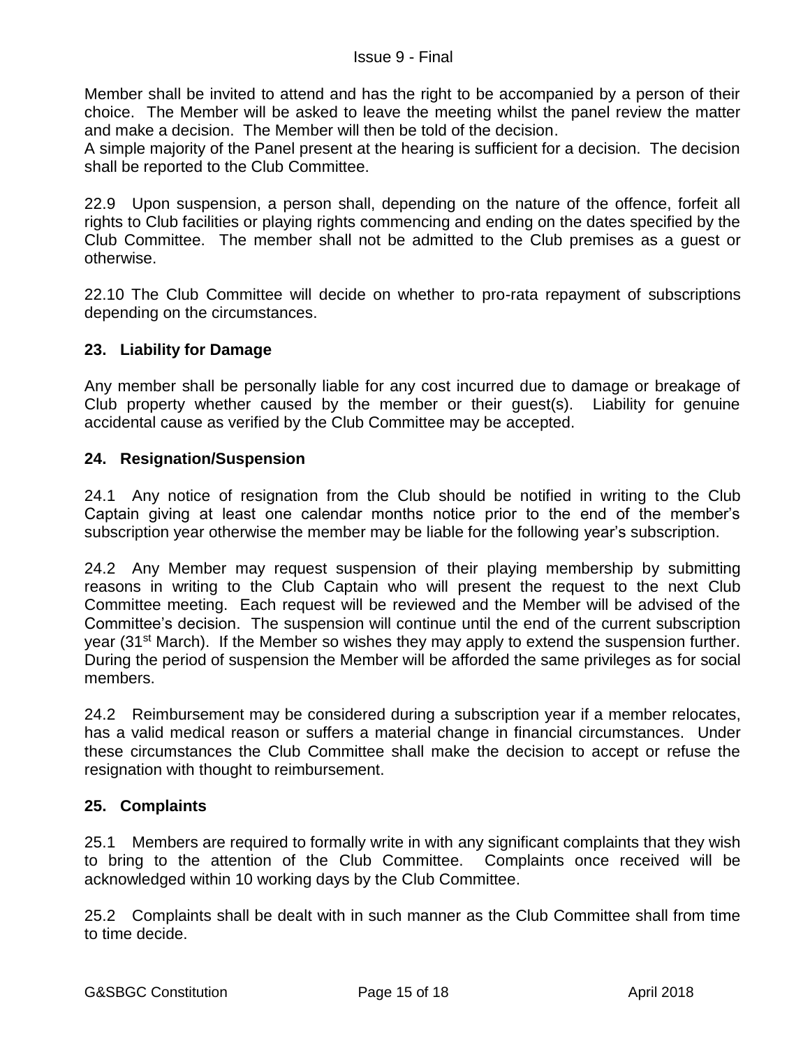Member shall be invited to attend and has the right to be accompanied by a person of their choice. The Member will be asked to leave the meeting whilst the panel review the matter and make a decision. The Member will then be told of the decision.
A simple majority of the Panel present at the hearing is sufficient for a decision. The decision shall be reported to the Club Committee.

22.9 Upon suspension, a person shall, depending on the nature of the offence, forfeit all rights to Club facilities or playing rights commencing and ending on the dates specified by the Club Committee. The member shall not be admitted to the Club premises as a guest or otherwise.

22.10 The Club Committee will decide on whether to pro-rata repayment of subscriptions depending on the circumstances.

## 23. Liability for Damage

Any member shall be personally liable for any cost incurred due to damage or breakage of Club property whether caused by the member or their guest(s). Liability for genuine accidental cause as verified by the Club Committee may be accepted.

## 24. Resignation/Suspension

24.1 Any notice of resignation from the Club should be notified in writing to the Club Captain giving at least one calendar months notice prior to the end of the member's subscription year otherwise the member may be liable for the following year's subscription.

24.2 Any Member may request suspension of their playing membership by submitting reasons in writing to the Club Captain who will present the request to the next Club Committee meeting. Each request will be reviewed and the Member will be advised of the Committee's decision. The suspension will continue until the end of the current subscription year (31st March). If the Member so wishes they may apply to extend the suspension further. During the period of suspension the Member will be afforded the same privileges as for social members.

24.2 Reimbursement may be considered during a subscription year if a member relocates, has a valid medical reason or suffers a material change in financial circumstances. Under these circumstances the Club Committee shall make the decision to accept or refuse the resignation with thought to reimbursement.

## 25. Complaints

25.1 Members are required to formally write in with any significant complaints that they wish to bring to the attention of the Club Committee. Complaints once received will be acknowledged within 10 working days by the Club Committee.

25.2 Complaints shall be dealt with in such manner as the Club Committee shall from time to time decide.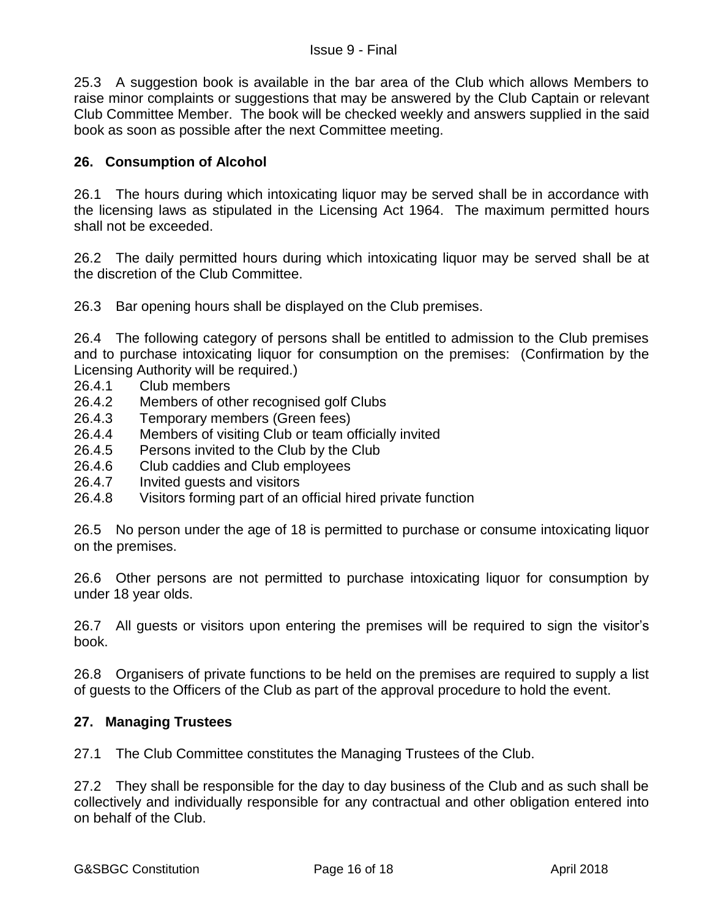25.3 A suggestion book is available in the bar area of the Club which allows Members to raise minor complaints or suggestions that may be answered by the Club Captain or relevant Club Committee Member. The book will be checked weekly and answers supplied in the said book as soon as possible after the next Committee meeting.

## 26. Consumption of Alcohol

26.1 The hours during which intoxicating liquor may be served shall be in accordance with the licensing laws as stipulated in the Licensing Act 1964. The maximum permitted hours shall not be exceeded.

26.2 The daily permitted hours during which intoxicating liquor may be served shall be at the discretion of the Club Committee.

26.3 Bar opening hours shall be displayed on the Club premises.

26.4 The following category of persons shall be entitled to admission to the Club premises and to purchase intoxicating liquor for consumption on the premises: (Confirmation by the Licensing Authority will be required.)

26.4.1 Club members
26.4.2 Members of other recognised golf Clubs
26.4.3 Temporary members (Green fees)
26.4.4 Members of visiting Club or team officially invited
26.4.5 Persons invited to the Club by the Club
26.4.6 Club caddies and Club employees
26.4.7 Invited guests and visitors
26.4.8 Visitors forming part of an official hired private function

26.5 No person under the age of 18 is permitted to purchase or consume intoxicating liquor on the premises.

26.6 Other persons are not permitted to purchase intoxicating liquor for consumption by under 18 year olds.

26.7 All guests or visitors upon entering the premises will be required to sign the visitor's book.

26.8 Organisers of private functions to be held on the premises are required to supply a list of guests to the Officers of the Club as part of the approval procedure to hold the event.

## 27. Managing Trustees

27.1 The Club Committee constitutes the Managing Trustees of the Club.

27.2 They shall be responsible for the day to day business of the Club and as such shall be collectively and individually responsible for any contractual and other obligation entered into on behalf of the Club.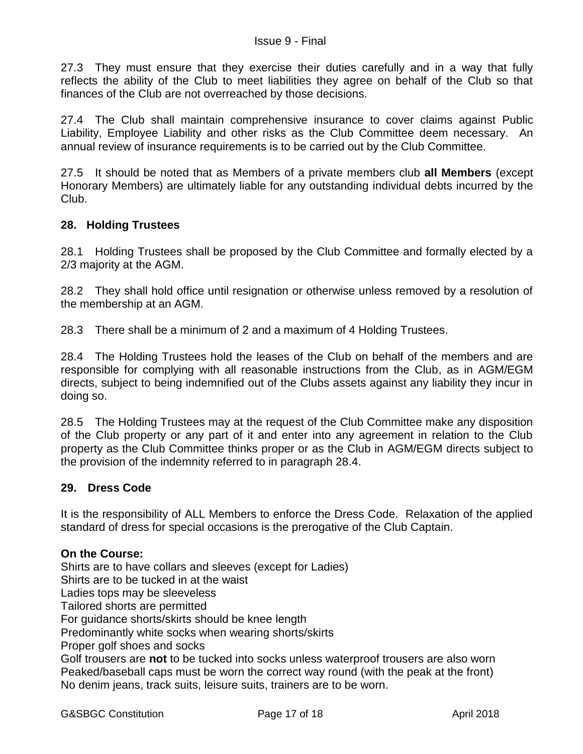27.3 They must ensure that they exercise their duties carefully and in a way that fully reflects the ability of the Club to meet liabilities they agree on behalf of the Club so that finances of the Club are not overreached by those decisions.

27.4 The Club shall maintain comprehensive insurance to cover claims against Public Liability, Employee Liability and other risks as the Club Committee deem necessary. An annual review of insurance requirements is to be carried out by the Club Committee.

27.5 It should be noted that as Members of a private members club **all Members** (except Honorary Members) are ultimately liable for any outstanding individual debts incurred by the Club.

## 28. Holding Trustees

28.1 Holding Trustees shall be proposed by the Club Committee and formally elected by a 2/3 majority at the AGM.

28.2 They shall hold office until resignation or otherwise unless removed by a resolution of the membership at an AGM.

28.3 There shall be a minimum of 2 and a maximum of 4 Holding Trustees.

28.4 The Holding Trustees hold the leases of the Club on behalf of the members and are responsible for complying with all reasonable instructions from the Club, as in AGM/EGM directs, subject to being indemnified out of the Clubs assets against any liability they incur in doing so.

28.5 The Holding Trustees may at the request of the Club Committee make any disposition of the Club property or any part of it and enter into any agreement in relation to the Club property as the Club Committee thinks proper or as the Club in AGM/EGM directs subject to the provision of the indemnity referred to in paragraph 28.4.

## 29. Dress Code

It is the responsibility of ALL Members to enforce the Dress Code. Relaxation of the applied standard of dress for special occasions is the prerogative of the Club Captain.

**On the Course:**
Shirts are to have collars and sleeves (except for Ladies)
Shirts are to be tucked in at the waist
Ladies tops may be sleeveless
Tailored shorts are permitted
For guidance shorts/skirts should be knee length
Predominantly white socks when wearing shorts/skirts
Proper golf shoes and socks
Golf trousers are **not** to be tucked into socks unless waterproof trousers are also worn
Peaked/baseball caps must be worn the correct way round (with the peak at the front)
No denim jeans, track suits, leisure suits, trainers are to be worn.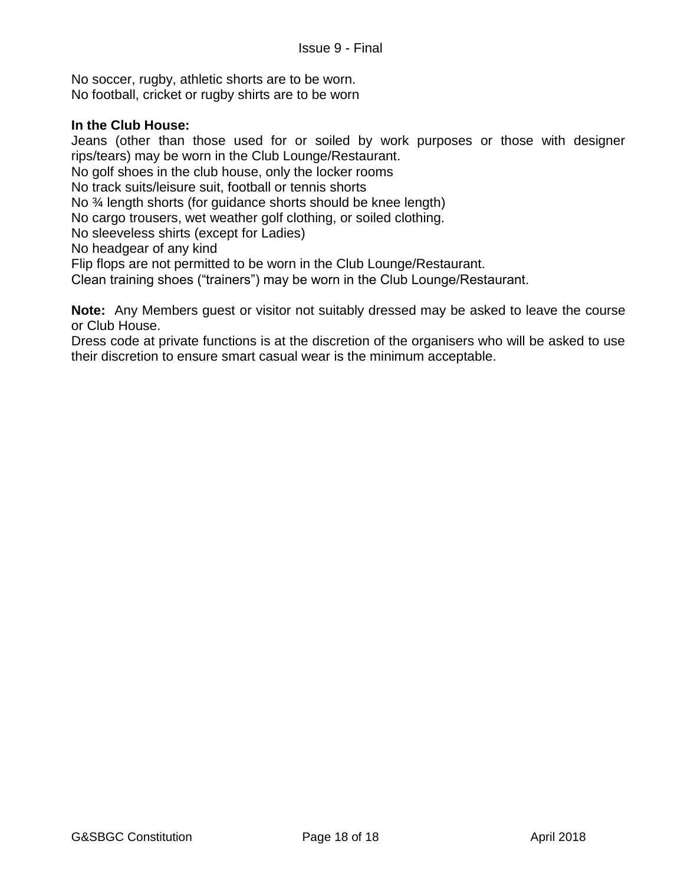No soccer, rugby, athletic shorts are to be worn.
No football, cricket or rugby shirts are to be worn

**In the Club House:**

Jeans (other than those used for or soiled by work purposes or those with designer rips/tears) may be worn in the Club Lounge/Restaurant.
No golf shoes in the club house, only the locker rooms
No track suits/leisure suit, football or tennis shorts
No ¾ length shorts (for guidance shorts should be knee length)
No cargo trousers, wet weather golf clothing, or soiled clothing.
No sleeveless shirts (except for Ladies)
No headgear of any kind
Flip flops are not permitted to be worn in the Club Lounge/Restaurant.
Clean training shoes ("trainers") may be worn in the Club Lounge/Restaurant.

**Note:** Any Members guest or visitor not suitably dressed may be asked to leave the course or Club House.
Dress code at private functions is at the discretion of the organisers who will be asked to use their discretion to ensure smart casual wear is the minimum acceptable.